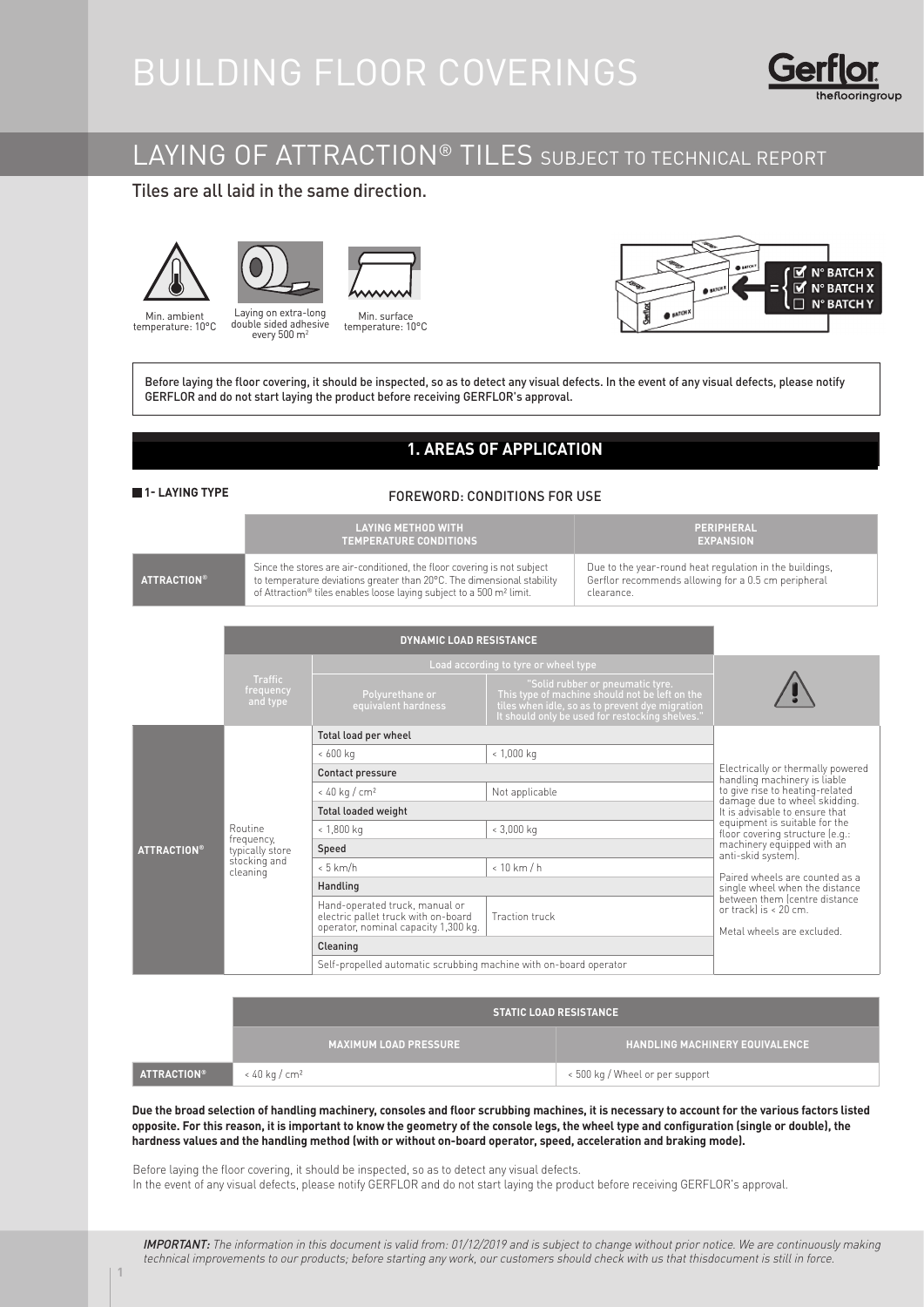# BUILDING FLOOR COVERINGS

## LAYING OF ATTRACTION® TILES SUBJECT TO TECHNICAL REPORT

Tiles are all laid in the same direction.

Min. ambient temperature: 10°C

Laying on extra-long double sided adhesive every 500 m²

Min. surface temperature: 10°C

N° BATCH X
N° BATCH X
N° BATCH Y

Before laying the floor covering, it should be inspected, so as to detect any visual defects. In the event of any visual defects, please notify GERFLOR and do not start laying the product before receiving GERFLOR's approval.

## 1. AREAS OF APPLICATION

### 1- LAYING TYPE

FOREWORD: CONDITIONS FOR USE

| | LAYING METHOD WITH TEMPERATURE CONDITIONS | PERIPHERAL EXPANSION |
|---|---|---|
| ATTRACTION® | Since the stores are air-conditioned, the floor covering is not subject to temperature deviations greater than 20°C. The dimensional stability of Attraction® tiles enables loose laying subject to a 500 m² limit. | Due to the year-round heat regulation in the buildings, Gerflor recommends allowing for a 0.5 cm peripheral clearance. |

| | DYNAMIC LOAD RESISTANCE | | | |
|---|---|---|---|---|
| | Traffic frequency and type | Load according to tyre or wheel type | | ⚠ |
| | | Polyurethane or equivalent hardness | "Solid rubber or pneumatic tyre. This type of machine should not be left on the tiles when idle, so as to prevent dye migration It should only be used for restocking shelves." | |
| ATTRACTION® | Routine frequency, typically store stocking and cleaning | Total load per wheel | | Electrically or thermally powered handling machinery is liable to give rise to heating-related damage due to wheel skidding. It is advisable to ensure that equipment is suitable for the floor covering structure (e.g.: machinery equipped with an anti-skid system).<br><br>Paired wheels are counted as a single wheel when the distance between them (centre distance or track) is < 20 cm.<br><br>Metal wheels are excluded. |
| | | < 600 kg | < 1,000 kg | |
| | | Contact pressure | | |
| | | < 40 kg / cm² | Not applicable | |
| | | Total loaded weight | | |
| | | < 1,800 kg | < 3,000 kg | |
| | | Speed | | |
| | | < 5 km/h | < 10 km / h | |
| | | Handling | | |
| | | Hand-operated truck, manual or electric pallet truck with on-board operator, nominal capacity 1,300 kg. | Traction truck | |
| | | Cleaning | | |
| | | Self-propelled automatic scrubbing machine with on-board operator | | |

| | STATIC LOAD RESISTANCE | |
|---|---|---|
| | MAXIMUM LOAD PRESSURE | HANDLING MACHINERY EQUIVALENCE |
| ATTRACTION® | < 40 kg / cm² | < 500 kg / Wheel or per support |

**Due the broad selection of handling machinery, consoles and floor scrubbing machines, it is necessary to account for the various factors listed opposite. For this reason, it is important to know the geometry of the console legs, the wheel type and configuration (single or double), the hardness values and the handling method (with or without on-board operator, speed, acceleration and braking mode).**

Before laying the floor covering, it should be inspected, so as to detect any visual defects.
In the event of any visual defects, please notify GERFLOR and do not start laying the product before receiving GERFLOR's approval.

***IMPORTANT:*** *The information in this document is valid from: 01/12/2019 and is subject to change without prior notice. We are continuously making technical improvements to our products; before starting any work, our customers should check with us that thisdocument is still in force.*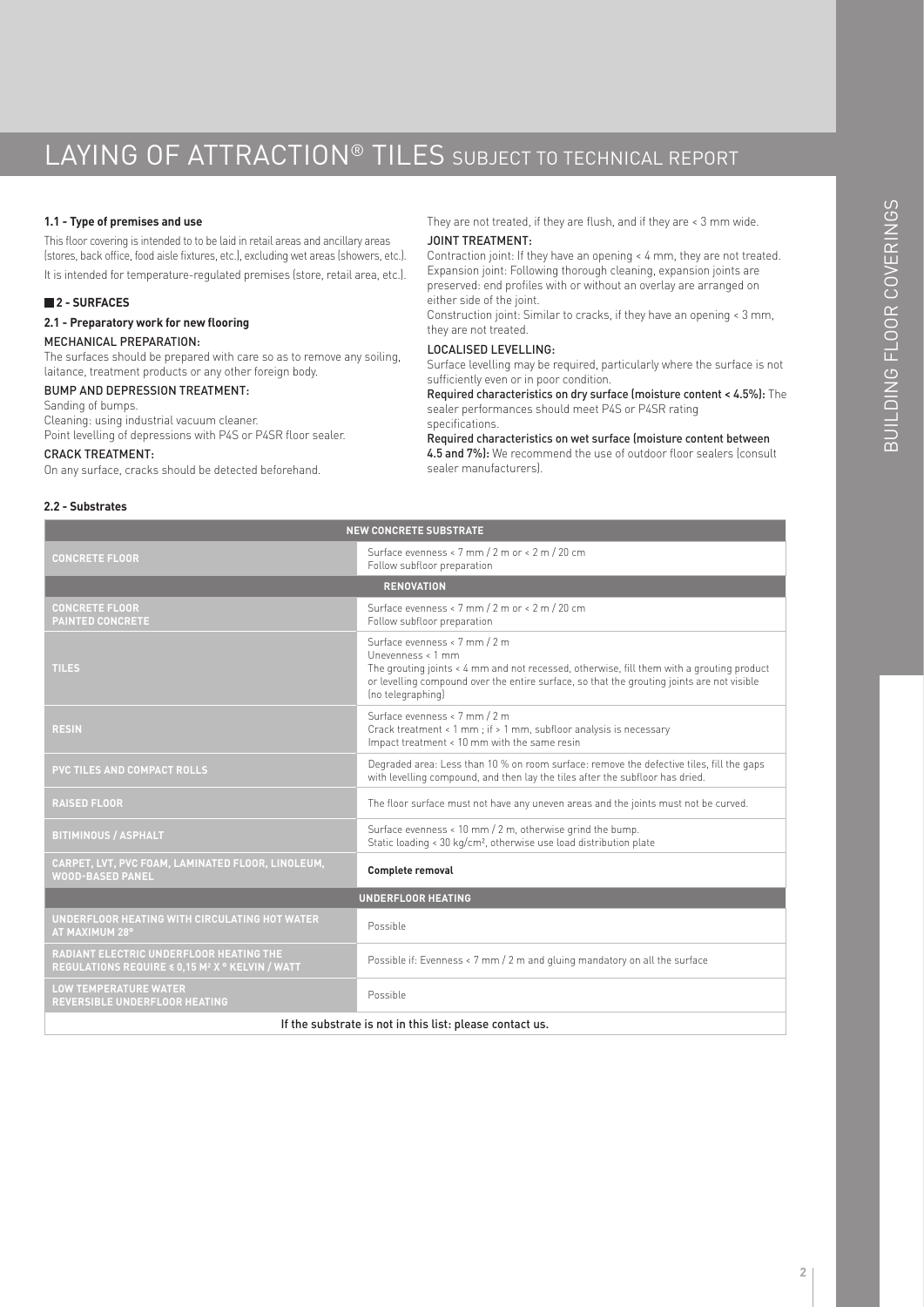# LAYING OF ATTRACTION® TILES SUBJECT TO TECHNICAL REPORT

**1.1 - Type of premises and use**

This floor covering is intended to to be laid in retail areas and ancillary areas (stores, back office, food aisle fixtures, etc.), excluding wet areas (showers, etc.).

It is intended for temperature-regulated premises (store, retail area, etc.).

## 2 - SURFACES

**2.1 - Preparatory work for new flooring**

MECHANICAL PREPARATION:

The surfaces should be prepared with care so as to remove any soiling, laitance, treatment products or any other foreign body.

BUMP AND DEPRESSION TREATMENT:

Sanding of bumps.

Cleaning: using industrial vacuum cleaner.

Point levelling of depressions with P4S or P4SR floor sealer.

CRACK TREATMENT:

On any surface, cracks should be detected beforehand.

They are not treated, if they are flush, and if they are < 3 mm wide.

JOINT TREATMENT:

Contraction joint: If they have an opening < 4 mm, they are not treated.

Expansion joint: Following thorough cleaning, expansion joints are preserved: end profiles with or without an overlay are arranged on either side of the joint.

Construction joint: Similar to cracks, if they have an opening < 3 mm, they are not treated.

LOCALISED LEVELLING:

Surface levelling may be required, particularly where the surface is not sufficiently even or in poor condition.

**Required characteristics on dry surface (moisture content < 4.5%):** The sealer performances should meet P4S or P4SR rating specifications.

**Required characteristics on wet surface (moisture content between 4.5 and 7%):** We recommend the use of outdoor floor sealers (consult sealer manufacturers).

**2.2 - Substrates**

| NEW CONCRETE SUBSTRATE | |
|---|---|
| CONCRETE FLOOR | Surface evenness < 7 mm / 2 m or < 2 m / 20 cm<br>Follow subfloor preparation |
| **RENOVATION** | |
| CONCRETE FLOOR<br>PAINTED CONCRETE | Surface evenness < 7 mm / 2 m or < 2 m / 20 cm<br>Follow subfloor preparation |
| TILES | Surface evenness < 7 mm / 2 m<br>Unevenness < 1 mm<br>The grouting joints < 4 mm and not recessed, otherwise, fill them with a grouting product or levelling compound over the entire surface, so that the grouting joints are not visible (no telegraphing) |
| RESIN | Surface evenness < 7 mm / 2 m<br>Crack treatment < 1 mm ; if > 1 mm, subfloor analysis is necessary<br>Impact treatment < 10 mm with the same resin |
| PVC TILES AND COMPACT ROLLS | Degraded area: Less than 10 % on room surface: remove the defective tiles, fill the gaps with levelling compound, and then lay the tiles after the subfloor has dried. |
| RAISED FLOOR | The floor surface must not have any uneven areas and the joints must not be curved. |
| BITIMINOUS / ASPHALT | Surface evenness < 10 mm / 2 m, otherwise grind the bump.<br>Static loading < 30 kg/cm², otherwise use load distribution plate |
| CARPET, LVT, PVC FOAM, LAMINATED FLOOR, LINOLEUM, WOOD-BASED PANEL | **Complete removal** |
| **UNDERFLOOR HEATING** | |
| UNDERFLOOR HEATING WITH CIRCULATING HOT WATER AT MAXIMUM 28° | Possible |
| RADIANT ELECTRIC UNDERFLOOR HEATING THE REGULATIONS REQUIRE ≤ 0,15 M² X ° KELVIN / WATT | Possible if: Evenness < 7 mm / 2 m and gluing mandatory on all the surface |
| LOW TEMPERATURE WATER REVERSIBLE UNDERFLOOR HEATING | Possible |
| If the substrate is not in this list: please contact us. | |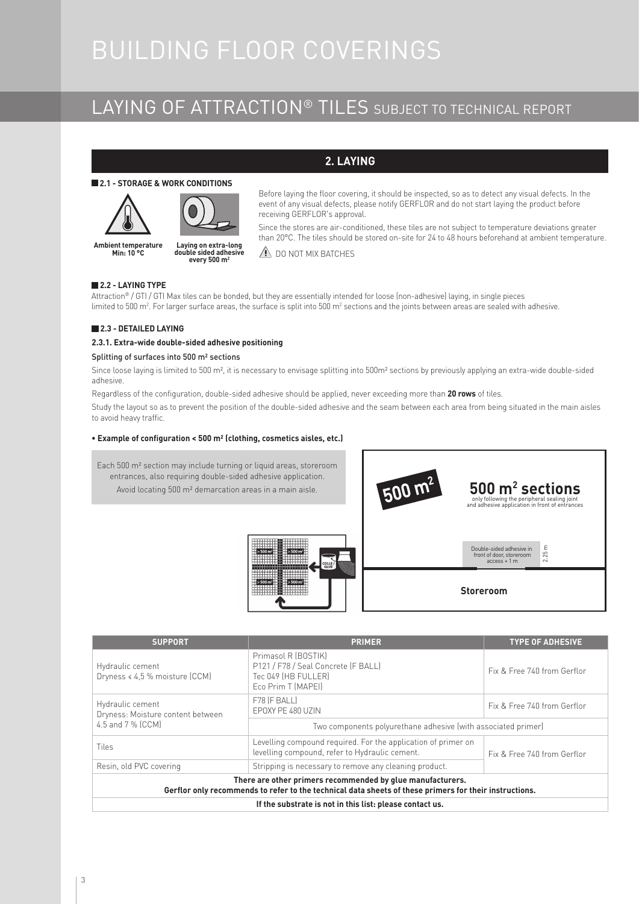# BUILDING FLOOR COVERINGS

## LAYING OF ATTRACTION® TILES SUBJECT TO TECHNICAL REPORT

## 2. LAYING

### 2.1 - STORAGE & WORK CONDITIONS

**Ambient temperature Min: 10 °C**

**Laying on extra-long double sided adhesive every 500 m²**

Before laying the floor covering, it should be inspected, so as to detect any visual defects. In the event of any visual defects, please notify GERFLOR and do not start laying the product before receiving GERFLOR's approval.

Since the stores are air-conditioned, these tiles are not subject to temperature deviations greater than 20°C. The tiles should be stored on-site for 24 to 48 hours beforehand at ambient temperature.

⚠ DO NOT MIX BATCHES

### 2.2 - LAYING TYPE

Attraction® / GTI / GTI Max tiles can be bonded, but they are essentially intended for loose (non-adhesive) laying, in single pieces limited to 500 m². For larger surface areas, the surface is split into 500 m² sections and the joints between areas are sealed with adhesive.

### 2.3 - DETAILED LAYING

#### 2.3.1. Extra-wide double-sided adhesive positioning

Splitting of surfaces into 500 m² sections

Since loose laying is limited to 500 m², it is necessary to envisage splitting into 500m² sections by previously applying an extra-wide double-sided adhesive.

Regardless of the configuration, double-sided adhesive should be applied, never exceeding more than **20 rows** of tiles.

Study the layout so as to prevent the position of the double-sided adhesive and the seam between each area from being situated in the main aisles to avoid heavy traffic.

**• Example of configuration < 500 m² (clothing, cosmetics aisles, etc.)**

Each 500 m² section may include turning or liquid areas, storeroom entrances, also requiring double-sided adhesive application.
Avoid locating 500 m² demarcation areas in a main aisle.

500 m²

**500 m² sections**
only following the peripheral sealing joint and adhesive application in front of entrances

Double-sided adhesive in front of door, storeroom access + 1 m

2.25 m

**Storeroom**

| SUPPORT | PRIMER | TYPE OF ADHESIVE |
|---|---|---|
| Hydraulic cement<br>Dryness ≤ 4,5 % moisture (CCM) | Primasol R (BOSTIK)<br>P121 / F78 / Seal Concrete (F BALL)<br>Tec 049 (HB FULLER)<br>Eco Prim T (MAPEI) | Fix & Free 740 from Gerflor |
| Hydraulic cement<br>Dryness: Moisture content between 4.5 and 7 % (CCM) | F78 (F BALL)<br>EPOXY PE 480 UZIN | Fix & Free 740 from Gerflor |
| | Two components polyurethane adhesive (with associated primer) | |
| Tiles | Levelling compound required. For the application of primer on levelling compound, refer to Hydraulic cement. | Fix & Free 740 from Gerflor |
| Resin, old PVC covering | Stripping is necessary to remove any cleaning product. | |
| **There are other primers recommended by glue manufacturers. Gerflor only recommends to refer to the technical data sheets of these primers for their instructions.** | | |
| **If the substrate is not in this list: please contact us.** | | |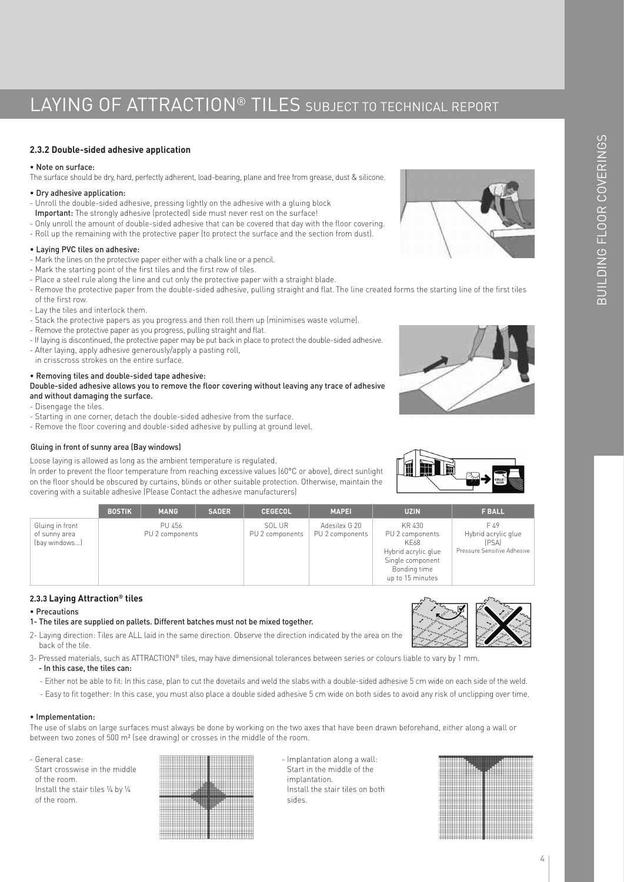# LAYING OF ATTRACTION® TILES SUBJECT TO TECHNICAL REPORT

### 2.3.2 Double-sided adhesive application

• Note on surface:
The surface should be dry, hard, perfectly adherent, load-bearing, plane and free from grease, dust & silicone.

• Dry adhesive application:
- Unroll the double-sided adhesive, pressing lightly on the adhesive with a gluing block
  **Important:** The strongly adhesive (protected) side must never rest on the surface!
- Only unroll the amount of double-sided adhesive that can be covered that day with the floor covering.
- Roll up the remaining with the protective paper (to protect the surface and the section from dust).

• Laying PVC tiles on adhesive:
- Mark the lines on the protective paper either with a chalk line or a pencil.
- Mark the starting point of the first tiles and the first row of tiles.
- Place a steel rule along the line and cut only the protective paper with a straight blade.
- Remove the protective paper from the double-sided adhesive, pulling straight and flat. The line created forms the starting line of the first tiles of the first row.
- Lay the tiles and interlock them.
- Stack the protective papers as you progress and then roll them up (minimises waste volume).
- Remove the protective paper as you progress, pulling straight and flat.
- If laying is discontinued, the protective paper may be put back in place to protect the double-sided adhesive.
- After laying, apply adhesive generously/apply a pasting roll, in crisscross strokes on the entire surface.

• Removing tiles and double-sided tape adhesive:
**Double-sided adhesive allows you to remove the floor covering without leaving any trace of adhesive and without damaging the surface.**
- Disengage the tiles.
- Starting in one corner, detach the double-sided adhesive from the surface.
- Remove the floor covering and double-sided adhesive by pulling at ground level.

Gluing in front of sunny area (Bay windows)

Loose laying is allowed as long as the ambient temperature is regulated.
In order to prevent the floor temperature from reaching excessive values (60°C or above), direct sunlight on the floor should be obscured by curtains, blinds or other suitable protection. Otherwise, maintain the covering with a suitable adhesive (Please Contact the adhesive manufacturers)

| | BOSTIK | MANG | SADER | CEGECOL | MAPEI | UZIN | F BALL |
|---|---|---|---|---|---|---|---|
| Gluing in front of sunny area (bay windows...) | PU 456 PU 2 components | | | SOL UR PU 2 components | Adesilex G 20 PU 2 components | KR 430 PU 2 components KE68 Hybrid acrylic glue Single component Bonding time up to 15 minutes | F 49 Hybrid acrylic glue (PSA) Pressure Sensitive Adhesive |

### 2.3.3 Laying Attraction® tiles

• Precautions
**1- The tiles are supplied on pallets. Different batches must not be mixed together.**
2- Laying direction: Tiles are ALL laid in the same direction. Observe the direction indicated by the area on the back of the tile.
3- Pressed materials, such as ATTRACTION® tiles, may have dimensional tolerances between series or colours liable to vary by 1 mm.
  **- In this case, the tiles can:**
  - Either not be able to fit: In this case, plan to cut the dovetails and weld the slabs with a double-sided adhesive 5 cm wide on each side of the weld.
  - Easy to fit together: In this case, you must also place a double sided adhesive 5 cm wide on both sides to avoid any risk of unclipping over time.

• Implementation:
The use of slabs on large surfaces must always be done by working on the two axes that have been drawn beforehand, either along a wall or between two zones of 500 m² (see drawing) or crosses in the middle of the room.

- General case:
  Start crosswise in the middle of the room.
  Install the stair tiles ¼ by ¼ of the room.

- Implantation along a wall:
  Start in the middle of the implantation.
  Install the stair tiles on both sides.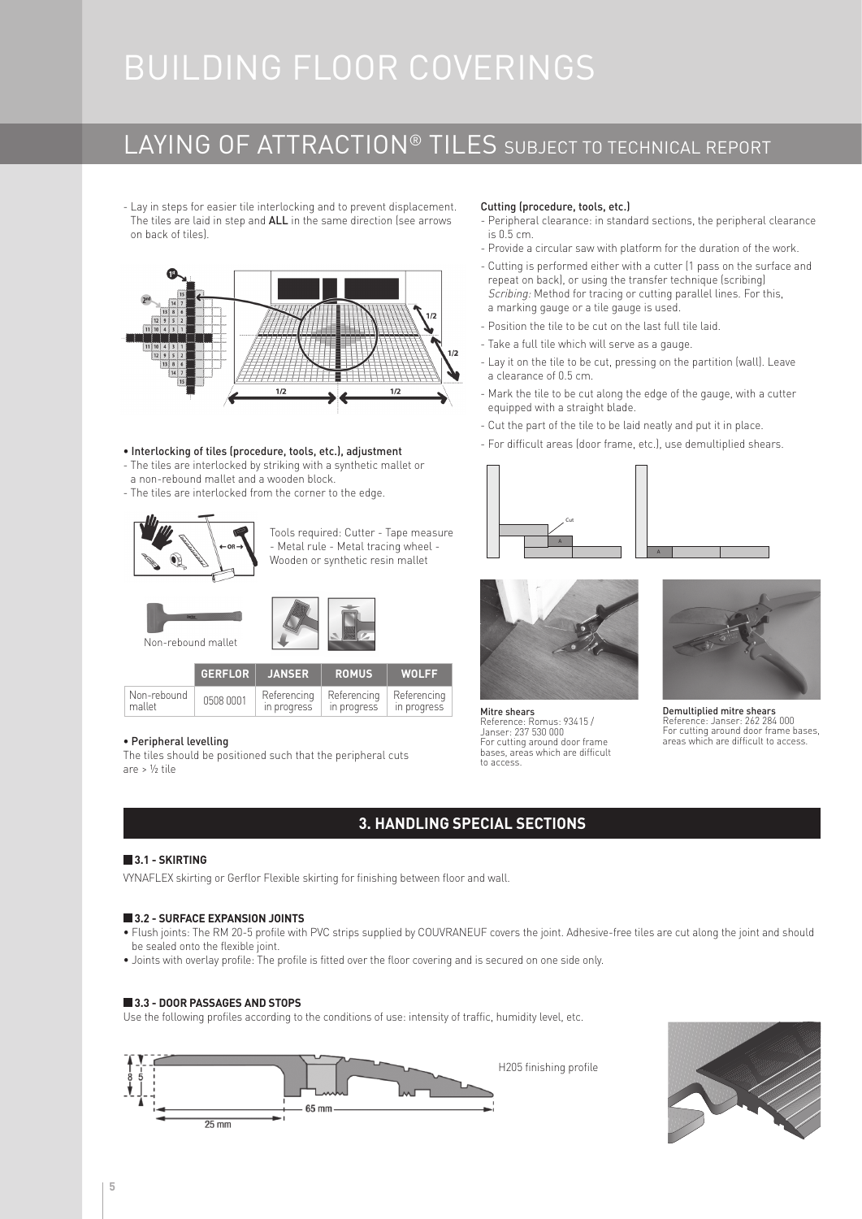# BUILDING FLOOR COVERINGS

## LAYING OF ATTRACTION® TILES SUBJECT TO TECHNICAL REPORT

- Lay in steps for easier tile interlocking and to prevent displacement. The tiles are laid in step and **ALL** in the same direction (see arrows on back of tiles).

- **Interlocking of tiles (procedure, tools, etc.), adjustment**
- The tiles are interlocked by striking with a synthetic mallet or a non-rebound mallet and a wooden block.
- The tiles are interlocked from the corner to the edge.

Tools required: Cutter - Tape measure - Metal rule - Metal tracing wheel - Wooden or synthetic resin mallet

Non-rebound mallet

| | GERFLOR | JANSER | ROMUS | WOLFF |
|---|---|---|---|---|
| Non-rebound mallet | 0508 0001 | Referencing in progress | Referencing in progress | Referencing in progress |

- **Peripheral levelling**

The tiles should be positioned such that the peripheral cuts are > ½ tile

**Cutting (procedure, tools, etc.)**
- Peripheral clearance: in standard sections, the peripheral clearance is 0.5 cm.
- Provide a circular saw with platform for the duration of the work.
- Cutting is performed either with a cutter (1 pass on the surface and repeat on back), or using the transfer technique (scribing) *Scribing:* Method for tracing or cutting parallel lines. For this, a marking gauge or a tile gauge is used.
- Position the tile to be cut on the last full tile laid.
- Take a full tile which will serve as a gauge.
- Lay it on the tile to be cut, pressing on the partition (wall). Leave a clearance of 0.5 cm.
- Mark the tile to be cut along the edge of the gauge, with a cutter equipped with a straight blade.
- Cut the part of the tile to be laid neatly and put it in place.
- For difficult areas (door frame, etc.), use demultiplied shears.

**Mitre shears**
Reference: Romus: 93415 / Janser: 237 530 000
For cutting around door frame bases, areas which are difficult to access.

**Demultiplied mitre shears**
Reference: Janser: 262 284 000
For cutting around door frame bases, areas which are difficult to access.

## 3. HANDLING SPECIAL SECTIONS

### 3.1 - SKIRTING

VYNAFLEX skirting or Gerflor Flexible skirting for finishing between floor and wall.

### 3.2 - SURFACE EXPANSION JOINTS

- Flush joints: The RM 20-5 profile with PVC strips supplied by COUVRANEUF covers the joint. Adhesive-free tiles are cut along the joint and should be sealed onto the flexible joint.
- Joints with overlay profile: The profile is fitted over the floor covering and is secured on one side only.

### 3.3 - DOOR PASSAGES AND STOPS

Use the following profiles according to the conditions of use: intensity of traffic, humidity level, etc.

H205 finishing profile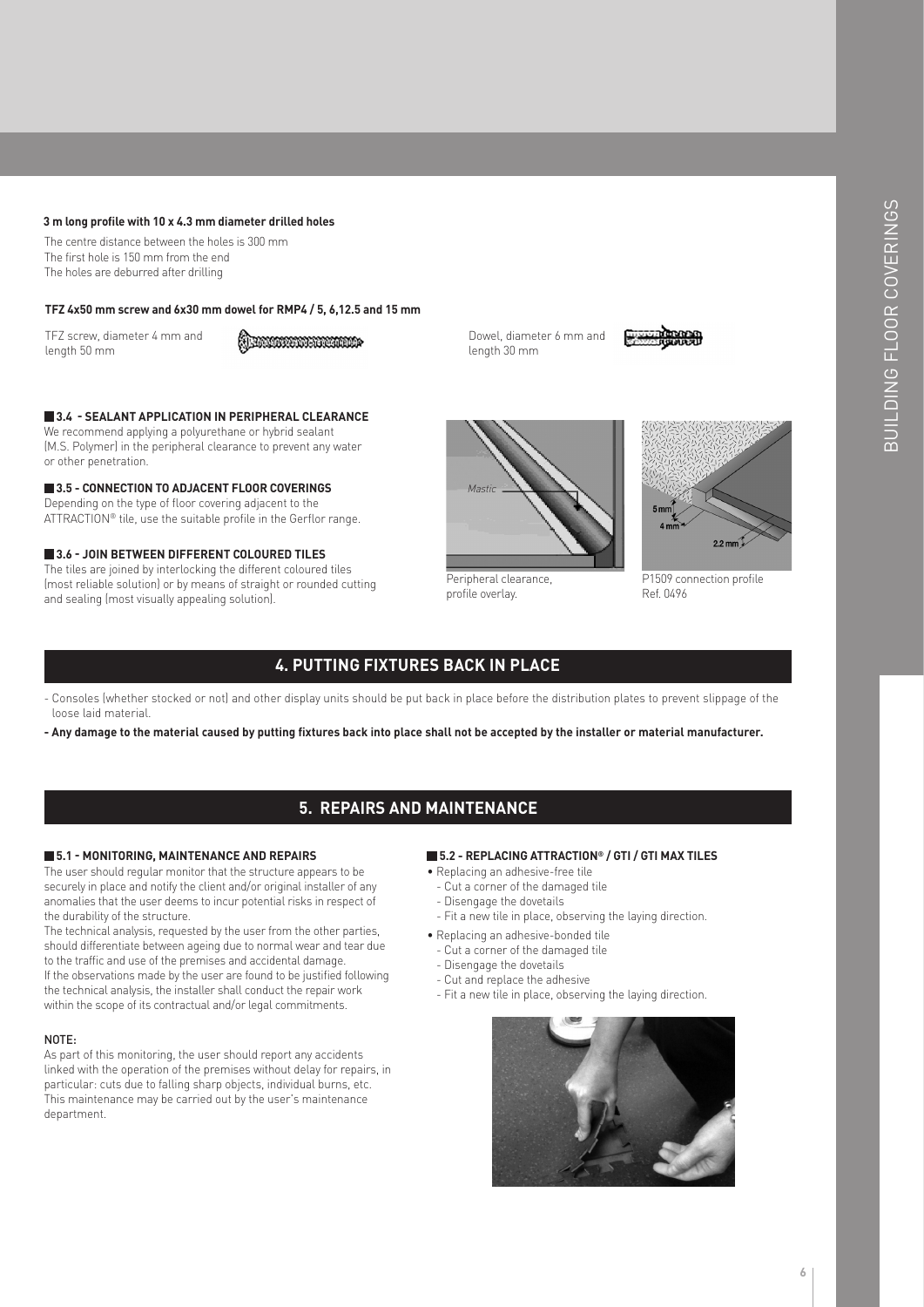**3 m long profile with 10 x 4.3 mm diameter drilled holes**

The centre distance between the holes is 300 mm
The first hole is 150 mm from the end
The holes are deburred after drilling

**TFZ 4x50 mm screw and 6x30 mm dowel for RMP4 / 5, 6,12.5 and 15 mm**

TFZ screw, diameter 4 mm and length 50 mm

Dowel, diameter 6 mm and length 30 mm

### 3.4 - SEALANT APPLICATION IN PERIPHERAL CLEARANCE

We recommend applying a polyurethane or hybrid sealant (M.S. Polymer) in the peripheral clearance to prevent any water or other penetration.

### 3.5 - CONNECTION TO ADJACENT FLOOR COVERINGS

Depending on the type of floor covering adjacent to the ATTRACTION® tile, use the suitable profile in the Gerflor range.

### 3.6 - JOIN BETWEEN DIFFERENT COLOURED TILES

The tiles are joined by interlocking the different coloured tiles (most reliable solution) or by means of straight or rounded cutting and sealing (most visually appealing solution).

Mastic

Peripheral clearance, profile overlay.

5 mm
4 mm
2.2 mm

P1509 connection profile Ref. 0496

## 4. PUTTING FIXTURES BACK IN PLACE

- Consoles (whether stocked or not) and other display units should be put back in place before the distribution plates to prevent slippage of the loose laid material.
- **Any damage to the material caused by putting fixtures back into place shall not be accepted by the installer or material manufacturer.**

## 5. REPAIRS AND MAINTENANCE

### 5.1 - MONITORING, MAINTENANCE AND REPAIRS

The user should regular monitor that the structure appears to be securely in place and notify the client and/or original installer of any anomalies that the user deems to incur potential risks in respect of the durability of the structure.

The technical analysis, requested by the user from the other parties, should differentiate between ageing due to normal wear and tear due to the traffic and use of the premises and accidental damage.

If the observations made by the user are found to be justified following the technical analysis, the installer shall conduct the repair work within the scope of its contractual and/or legal commitments.

NOTE:

As part of this monitoring, the user should report any accidents linked with the operation of the premises without delay for repairs, in particular: cuts due to falling sharp objects, individual burns, etc. This maintenance may be carried out by the user's maintenance department.

### 5.2 - REPLACING ATTRACTION® / GTI / GTI MAX TILES

- Replacing an adhesive-free tile
  - Cut a corner of the damaged tile
  - Disengage the dovetails
  - Fit a new tile in place, observing the laying direction.
- Replacing an adhesive-bonded tile
  - Cut a corner of the damaged tile
  - Disengage the dovetails
  - Cut and replace the adhesive
  - Fit a new tile in place, observing the laying direction.